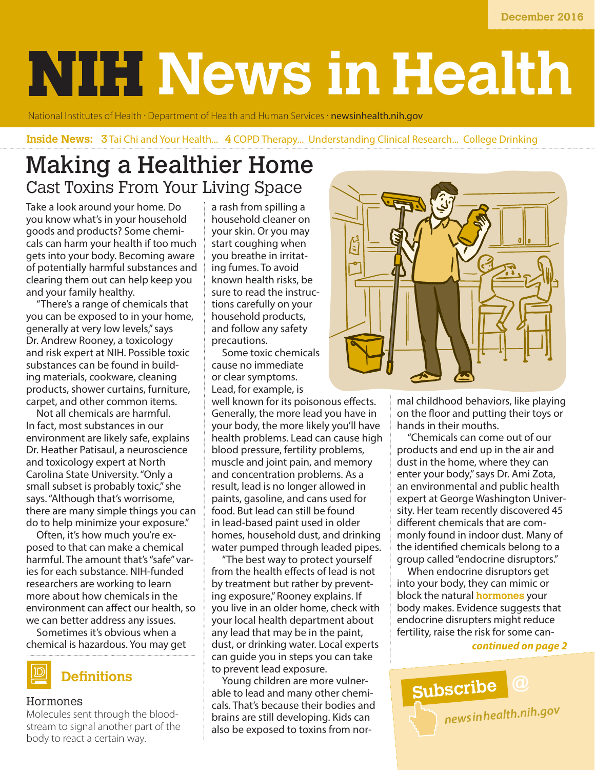December 2016

# NIH News in Health

National Institutes of Health · Department of Health and Human Services · newsinhealth.nih.gov

**Inside News:** 3 Tai Chi and Your Health... 4 COPD Therapy... Understanding Clinical Research... College Drinking

## Making a Healthier Home

### Cast Toxins From Your Living Space

Take a look around your home. Do you know what's in your household goods and products? Some chemicals can harm your health if too much gets into your body. Becoming aware of potentially harmful substances and clearing them out can help keep you and your family healthy.

"There's a range of chemicals that you can be exposed to in your home, generally at very low levels," says Dr. Andrew Rooney, a toxicology and risk expert at NIH. Possible toxic substances can be found in building materials, cookware, cleaning products, shower curtains, furniture, carpet, and other common items.

Not all chemicals are harmful. In fact, most substances in our environment are likely safe, explains Dr. Heather Patisaul, a neuroscience and toxicology expert at North Carolina State University. "Only a small subset is probably toxic," she says. "Although that's worrisome, there are many simple things you can do to help minimize your exposure."

Often, it's how much you're exposed to that can make a chemical harmful. The amount that's "safe" varies for each substance. NIH-funded researchers are working to learn more about how chemicals in the environment can affect our health, so we can better address any issues.

Sometimes it's obvious when a chemical is hazardous. You may get a rash from spilling a household cleaner on your skin. Or you may start coughing when you breathe in irritating fumes. To avoid known health risks, be sure to read the instructions carefully on your household products, and follow any safety precautions.

Some toxic chemicals cause no immediate or clear symptoms. Lead, for example, is well known for its poisonous effects. Generally, the more lead you have in your body, the more likely you'll have health problems. Lead can cause high blood pressure, fertility problems, muscle and joint pain, and memory and concentration problems. As a result, lead is no longer allowed in paints, gasoline, and cans used for food. But lead can still be found in lead-based paint used in older homes, household dust, and drinking water pumped through leaded pipes.

"The best way to protect yourself from the health effects of lead is not by treatment but rather by preventing exposure," Rooney explains. If you live in an older home, check with your local health department about any lead that may be in the paint, dust, or drinking water. Local experts can guide you in steps you can take to prevent lead exposure.

Young children are more vulnerable to lead and many other chemicals. That's because their bodies and brains are still developing. Kids can also be exposed to toxins from normal childhood behaviors, like playing on the floor and putting their toys or hands in their mouths.

"Chemicals can come out of our products and end up in the air and dust in the home, where they can enter your body," says Dr. Ami Zota, an environmental and public health expert at George Washington University. Her team recently discovered 45 different chemicals that are commonly found in indoor dust. Many of the identified chemicals belong to a group called "endocrine disruptors."

When endocrine disruptors get into your body, they can mimic or block the natural **hormones** your body makes. Evidence suggests that endocrine disrupters might reduce fertility, raise the risk for some can-

***continued on page 2***

### Definitions

**Hormones**
Molecules sent through the bloodstream to signal another part of the body to react a certain way.

**Subscribe @** *newsinhealth.nih.gov*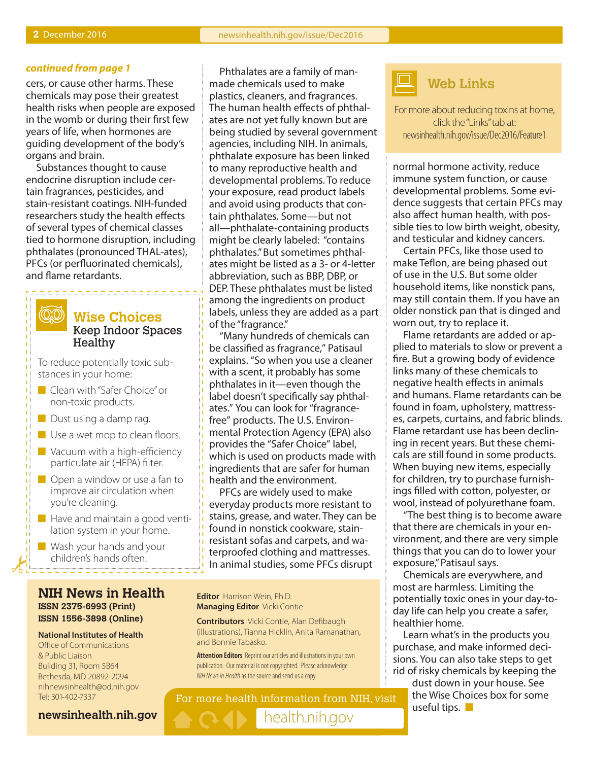*continued from page 1*

cers, or cause other harms. These chemicals may pose their greatest health risks when people are exposed in the womb or during their first few years of life, when hormones are guiding development of the body's organs and brain.

Substances thought to cause endocrine disruption include certain fragrances, pesticides, and stain-resistant coatings. NIH-funded researchers study the health effects of several types of chemical classes tied to hormone disruption, including phthalates (pronounced THAL-ates), PFCs (or perfluorinated chemicals), and flame retardants.

## Wise Choices
### Keep Indoor Spaces Healthy

To reduce potentially toxic substances in your home:

- Clean with "Safer Choice" or non-toxic products.
- Dust using a damp rag.
- Use a wet mop to clean floors.
- Vacuum with a high-efficiency particulate air (HEPA) filter.
- Open a window or use a fan to improve air circulation when you're cleaning.
- Have and maintain a good ventilation system in your home.
- Wash your hands and your children's hands often.

Phthalates are a family of man-made chemicals used to make plastics, cleaners, and fragrances. The human health effects of phthalates are not yet fully known but are being studied by several government agencies, including NIH. In animals, phthalate exposure has been linked to many reproductive health and developmental problems. To reduce your exposure, read product labels and avoid using products that contain phthalates. Some—but not all—phthalate-containing products might be clearly labeled: "contains phthalates." But sometimes phthalates might be listed as a 3- or 4-letter abbreviation, such as BBP, DBP, or DEP. These phthalates must be listed among the ingredients on product labels, unless they are added as a part of the "fragrance."

"Many hundreds of chemicals can be classified as fragrance," Patisaul explains. "So when you use a cleaner with a scent, it probably has some phthalates in it—even though the label doesn't specifically say phthalates." You can look for "fragrance-free" products. The U.S. Environmental Protection Agency (EPA) also provides the "Safer Choice" label, which is used on products made with ingredients that are safer for human health and the environment.

PFCs are widely used to make everyday products more resistant to stains, grease, and water. They can be found in nonstick cookware, stain-resistant sofas and carpets, and waterproofed clothing and mattresses. In animal studies, some PFCs disrupt normal hormone activity, reduce immune system function, or cause developmental problems. Some evidence suggests that certain PFCs may also affect human health, with possible ties to low birth weight, obesity, and testicular and kidney cancers.

Certain PFCs, like those used to make Teflon, are being phased out of use in the U.S. But some older household items, like nonstick pans, may still contain them. If you have an older nonstick pan that is dinged and worn out, try to replace it.

Flame retardants are added or applied to materials to slow or prevent a fire. But a growing body of evidence links many of these chemicals to negative health effects in animals and humans. Flame retardants can be found in foam, upholstery, mattresses, carpets, curtains, and fabric blinds. Flame retardant use has been declining in recent years. But these chemicals are still found in some products. When buying new items, especially for children, try to purchase furnishings filled with cotton, polyester, or wool, instead of polyurethane foam.

"The best thing is to become aware that there are chemicals in your environment, and there are very simple things that you can do to lower your exposure," Patisaul says.

Chemicals are everywhere, and most are harmless. Limiting the potentially toxic ones in your day-to-day life can help you create a safer, healthier home.

Learn what's in the products you purchase, and make informed decisions. You can also take steps to get rid of risky chemicals by keeping the dust down in your house. See the Wise Choices box for some useful tips. ■

## Web Links

For more about reducing toxins at home, click the "Links" tab at: newsinhealth.nih.gov/issue/Dec2016/Feature1

## NIH News in Health

**ISSN 2375-6993 (Print)**
**ISSN 1556-3898 (Online)**

**National Institutes of Health**
Office of Communications & Public Liaison
Building 31, Room 5B64
Bethesda, MD 20892-2094
nihnewsinhealth@od.nih.gov
Tel: 301-402-7337

**newsinhealth.nih.gov**

**Editor** Harrison Wein, Ph.D.
**Managing Editor** Vicki Contie

**Contributors** Vicki Contie, Alan Defibaugh (illustrations), Tianna Hicklin, Anita Ramanathan, and Bonnie Tabasko.

**Attention Editors** Reprint our articles and illustrations in your own publication. Our material is not copyrighted. Please acknowledge *NIH News in Health* as the source and send us a copy.

For more health information from NIH, visit health.nih.gov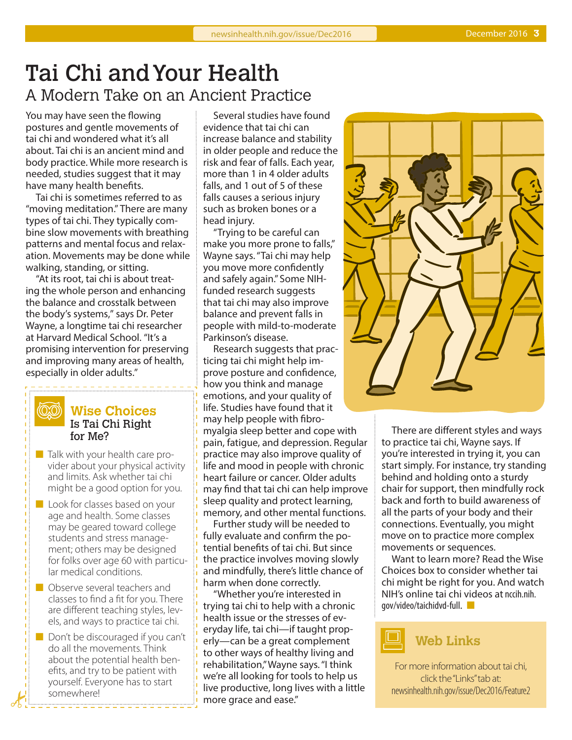# Tai Chi and Your Health

## A Modern Take on an Ancient Practice

You may have seen the flowing postures and gentle movements of tai chi and wondered what it's all about. Tai chi is an ancient mind and body practice. While more research is needed, studies suggest that it may have many health benefits.

Tai chi is sometimes referred to as "moving meditation." There are many types of tai chi. They typically combine slow movements with breathing patterns and mental focus and relaxation. Movements may be done while walking, standing, or sitting.

"At its root, tai chi is about treating the whole person and enhancing the balance and crosstalk between the body's systems," says Dr. Peter Wayne, a longtime tai chi researcher at Harvard Medical School. "It's a promising intervention for preserving and improving many areas of health, especially in older adults."

Several studies have found evidence that tai chi can increase balance and stability in older people and reduce the risk and fear of falls. Each year, more than 1 in 4 older adults falls, and 1 out of 5 of these falls causes a serious injury such as broken bones or a head injury.

"Trying to be careful can make you more prone to falls," Wayne says. "Tai chi may help you move more confidently and safely again." Some NIH-funded research suggests that tai chi may also improve balance and prevent falls in people with mild-to-moderate Parkinson's disease.

Research suggests that practicing tai chi might help improve posture and confidence, how you think and manage emotions, and your quality of life. Studies have found that it may help people with fibromyalgia sleep better and cope with pain, fatigue, and depression. Regular practice may also improve quality of life and mood in people with chronic heart failure or cancer. Older adults may find that tai chi can help improve sleep quality and protect learning, memory, and other mental functions.

Further study will be needed to fully evaluate and confirm the potential benefits of tai chi. But since the practice involves moving slowly and mindfully, there's little chance of harm when done correctly.

"Whether you're interested in trying tai chi to help with a chronic health issue or the stresses of everyday life, tai chi—if taught properly—can be a great complement to other ways of healthy living and rehabilitation," Wayne says. "I think we're all looking for tools to help us live productive, long lives with a little more grace and ease."

There are different styles and ways to practice tai chi, Wayne says. If you're interested in trying it, you can start simply. For instance, try standing behind and holding onto a sturdy chair for support, then mindfully rock back and forth to build awareness of all the parts of your body and their connections. Eventually, you might move on to practice more complex movements or sequences.

Want to learn more? Read the Wise Choices box to consider whether tai chi might be right for you. And watch NIH's online tai chi videos at nccih.nih.gov/video/taichidvd-full.

### Wise Choices

**Is Tai Chi Right for Me?**

- Talk with your health care provider about your physical activity and limits. Ask whether tai chi might be a good option for you.
- Look for classes based on your age and health. Some classes may be geared toward college students and stress management; others may be designed for folks over age 60 with particular medical conditions.
- Observe several teachers and classes to find a fit for you. There are different teaching styles, levels, and ways to practice tai chi.
- Don't be discouraged if you can't do all the movements. Think about the potential health benefits, and try to be patient with yourself. Everyone has to start somewhere!

### Web Links

For more information about tai chi, click the "Links" tab at: newsinhealth.nih.gov/issue/Dec2016/Feature2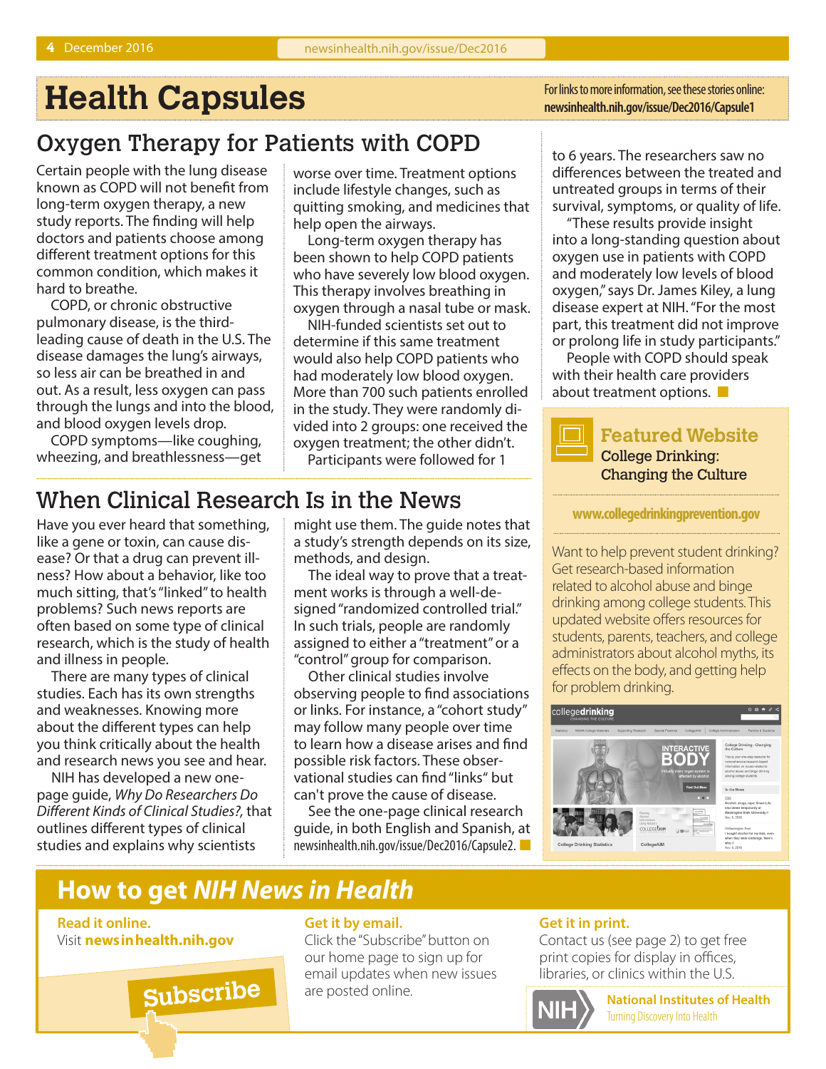# Health Capsules

For links to more information, see these stories online: **newsinhealth.nih.gov/issue/Dec2016/Capsule1**

## Oxygen Therapy for Patients with COPD

Certain people with the lung disease known as COPD will not benefit from long-term oxygen therapy, a new study reports. The finding will help doctors and patients choose among different treatment options for this common condition, which makes it hard to breathe.

COPD, or chronic obstructive pulmonary disease, is the third-leading cause of death in the U.S. The disease damages the lung's airways, so less air can be breathed in and out. As a result, less oxygen can pass through the lungs and into the blood, and blood oxygen levels drop.

COPD symptoms—like coughing, wheezing, and breathlessness—get worse over time. Treatment options include lifestyle changes, such as quitting smoking, and medicines that help open the airways.

Long-term oxygen therapy has been shown to help COPD patients who have severely low blood oxygen. This therapy involves breathing in oxygen through a nasal tube or mask.

NIH-funded scientists set out to determine if this same treatment would also help COPD patients who had moderately low blood oxygen. More than 700 such patients enrolled in the study. They were randomly divided into 2 groups: one received the oxygen treatment; the other didn't.

Participants were followed for 1 to 6 years. The researchers saw no differences between the treated and untreated groups in terms of their survival, symptoms, or quality of life.

"These results provide insight into a long-standing question about oxygen use in patients with COPD and moderately low levels of blood oxygen," says Dr. James Kiley, a lung disease expert at NIH. "For the most part, this treatment did not improve or prolong life in study participants."

People with COPD should speak with their health care providers about treatment options.

## When Clinical Research Is in the News

Have you ever heard that something, like a gene or toxin, can cause disease? Or that a drug can prevent illness? How about a behavior, like too much sitting, that's "linked" to health problems? Such news reports are often based on some type of clinical research, which is the study of health and illness in people.

There are many types of clinical studies. Each has its own strengths and weaknesses. Knowing more about the different types can help you think critically about the health and research news you see and hear.

NIH has developed a new one-page guide, *Why Do Researchers Do Different Kinds of Clinical Studies?,* that outlines different types of clinical studies and explains why scientists might use them. The guide notes that a study's strength depends on its size, methods, and design.

The ideal way to prove that a treatment works is through a well-designed "randomized controlled trial." In such trials, people are randomly assigned to either a "treatment" or a "control" group for comparison.

Other clinical studies involve observing people to find associations or links. For instance, a "cohort study" may follow many people over time to learn how a disease arises and find possible risk factors. These observational studies can find "links" but can't prove the cause of disease.

See the one-page clinical research guide, in both English and Spanish, at newsinhealth.nih.gov/issue/Dec2016/Capsule2.

## Featured Website

### College Drinking: Changing the Culture

**www.collegedrinkingprevention.gov**

Want to help prevent student drinking? Get research-based information related to alcohol abuse and binge drinking among college students. This updated website offers resources for students, parents, teachers, and college administrators about alcohol myths, its effects on the body, and getting help for problem drinking.

## How to get *NIH News in Health*

**Read it online.**
Visit **newsinhealth.nih.gov**

Subscribe

**Get it by email.**
Click the "Subscribe" button on our home page to sign up for email updates when new issues are posted online.

**Get it in print.**
Contact us (see page 2) to get free print copies for display in offices, libraries, or clinics within the U.S.

**National Institutes of Health**
Turning Discovery Into Health